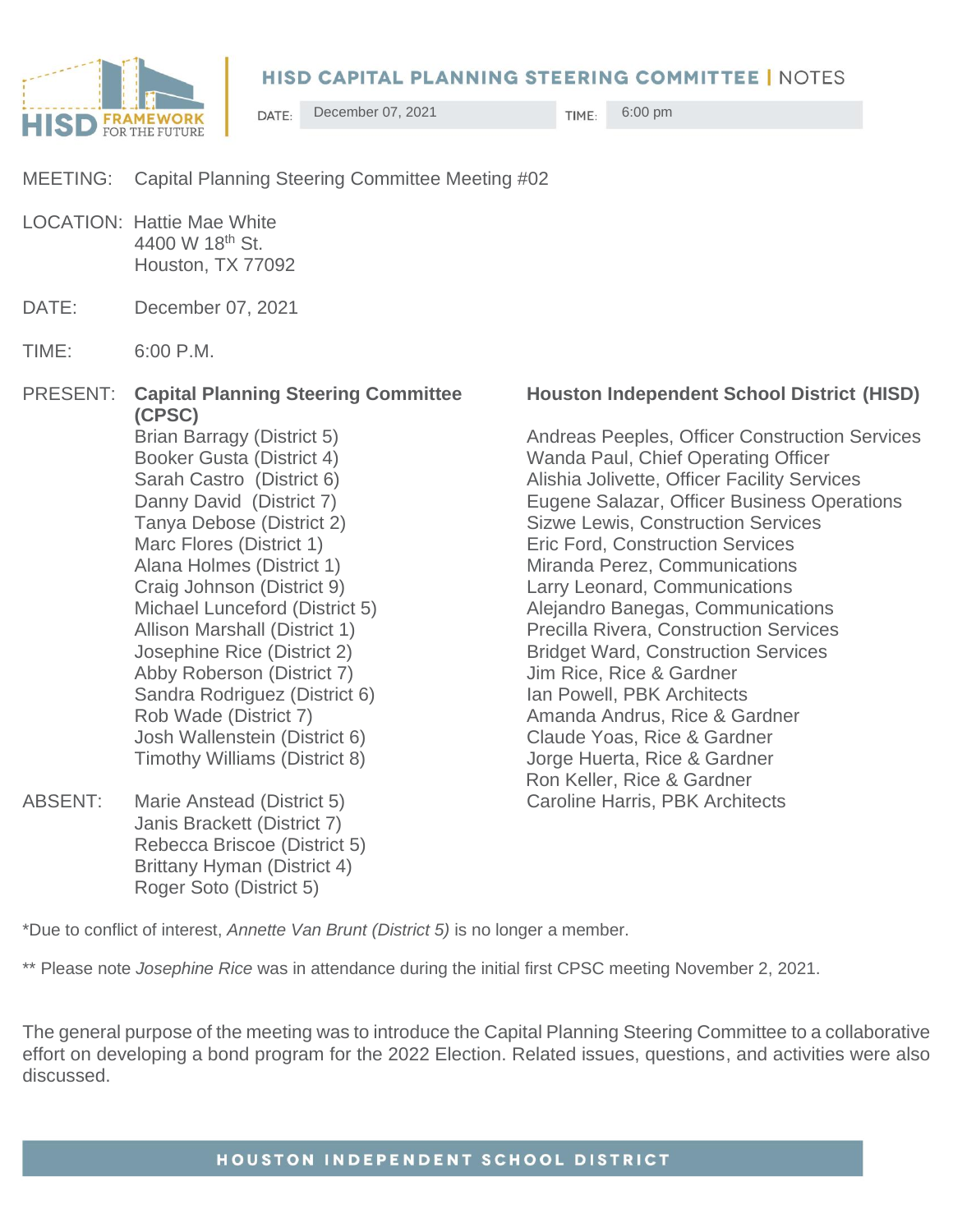# HISD CAPITAL PLANNING STEERING COMMITTEE | NOTES

DATE: December 07, 2021 TIME: 6:00 pm

MEETING: Capital Planning Steering Committee Meeting #02

LOCATION: Hattie Mae White
4400 W 18th St.
Houston, TX 77092

DATE: December 07, 2021

TIME: 6:00 P.M.

PRESENT:

**Capital Planning Steering Committee (CPSC)**

Brian Barragy (District 5)
Booker Gusta (District 4)
Sarah Castro (District 6)
Danny David (District 7)
Tanya Debose (District 2)
Marc Flores (District 1)
Alana Holmes (District 1)
Craig Johnson (District 9)
Michael Lunceford (District 5)
Allison Marshall (District 1)
Josephine Rice (District 2)
Abby Roberson (District 7)
Sandra Rodriguez (District 6)
Rob Wade (District 7)
Josh Wallenstein (District 6)
Timothy Williams (District 8)

**Houston Independent School District (HISD)**

Andreas Peeples, Officer Construction Services
Wanda Paul, Chief Operating Officer
Alishia Jolivette, Officer Facility Services
Eugene Salazar, Officer Business Operations
Sizwe Lewis, Construction Services
Eric Ford, Construction Services
Miranda Perez, Communications
Larry Leonard, Communications
Alejandro Banegas, Communications
Precilla Rivera, Construction Services
Bridget Ward, Construction Services
Jim Rice, Rice & Gardner
Ian Powell, PBK Architects
Amanda Andrus, Rice & Gardner
Claude Yoas, Rice & Gardner
Jorge Huerta, Rice & Gardner
Ron Keller, Rice & Gardner
Caroline Harris, PBK Architects

ABSENT:

Marie Anstead (District 5)
Janis Brackett (District 7)
Rebecca Briscoe (District 5)
Brittany Hyman (District 4)
Roger Soto (District 5)

*Due to conflict of interest, *Annette Van Brunt (District 5)* is no longer a member.

** Please note *Josephine Rice* was in attendance during the initial first CPSC meeting November 2, 2021.

The general purpose of the meeting was to introduce the Capital Planning Steering Committee to a collaborative effort on developing a bond program for the 2022 Election. Related issues, questions, and activities were also discussed.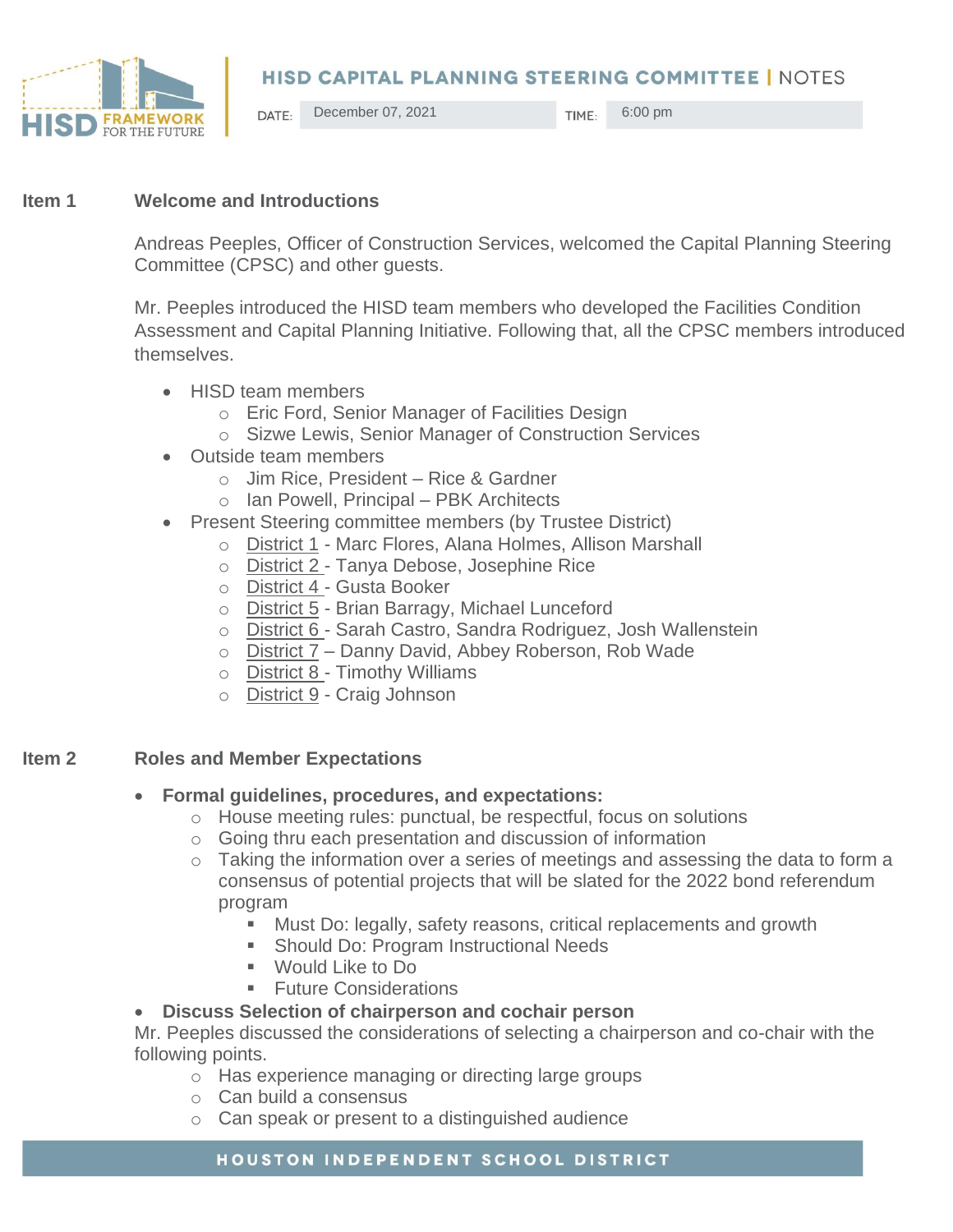# HISD CAPITAL PLANNING STEERING COMMITTEE | NOTES

DATE: December 07, 2021  TIME: 6:00 pm

## Item 1 Welcome and Introductions

Andreas Peeples, Officer of Construction Services, welcomed the Capital Planning Steering Committee (CPSC) and other guests.

Mr. Peeples introduced the HISD team members who developed the Facilities Condition Assessment and Capital Planning Initiative. Following that, all the CPSC members introduced themselves.

- HISD team members
  - Eric Ford, Senior Manager of Facilities Design
  - Sizwe Lewis, Senior Manager of Construction Services
- Outside team members
  - Jim Rice, President – Rice & Gardner
  - Ian Powell, Principal – PBK Architects
- Present Steering committee members (by Trustee District)
  - District 1 - Marc Flores, Alana Holmes, Allison Marshall
  - District 2 - Tanya Debose, Josephine Rice
  - District 4 - Gusta Booker
  - District 5 - Brian Barragy, Michael Lunceford
  - District 6 - Sarah Castro, Sandra Rodriguez, Josh Wallenstein
  - District 7 – Danny David, Abbey Roberson, Rob Wade
  - District 8 - Timothy Williams
  - District 9 - Craig Johnson

## Item 2 Roles and Member Expectations

- **Formal guidelines, procedures, and expectations:**
  - House meeting rules: punctual, be respectful, focus on solutions
  - Going thru each presentation and discussion of information
  - Taking the information over a series of meetings and assessing the data to form a consensus of potential projects that will be slated for the 2022 bond referendum program
    - Must Do: legally, safety reasons, critical replacements and growth
    - Should Do: Program Instructional Needs
    - Would Like to Do
    - Future Considerations
- **Discuss Selection of chairperson and cochair person**

Mr. Peeples discussed the considerations of selecting a chairperson and co-chair with the following points.

  - Has experience managing or directing large groups
  - Can build a consensus
  - Can speak or present to a distinguished audience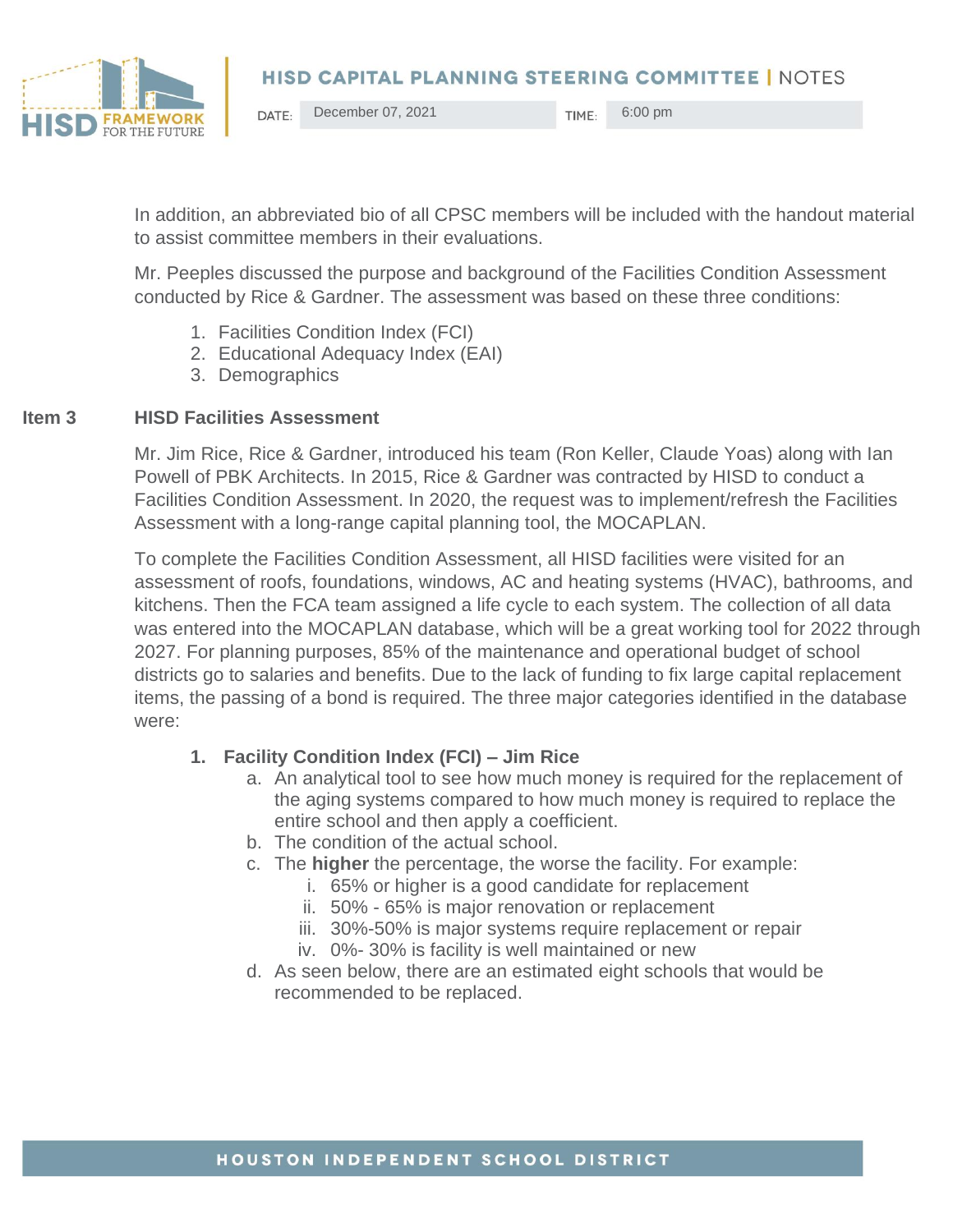In addition, an abbreviated bio of all CPSC members will be included with the handout material to assist committee members in their evaluations.

Mr. Peeples discussed the purpose and background of the Facilities Condition Assessment conducted by Rice & Gardner. The assessment was based on these three conditions:

1. Facilities Condition Index (FCI)
2. Educational Adequacy Index (EAI)
3. Demographics

**Item 3 HISD Facilities Assessment**

Mr. Jim Rice, Rice & Gardner, introduced his team (Ron Keller, Claude Yoas) along with Ian Powell of PBK Architects. In 2015, Rice & Gardner was contracted by HISD to conduct a Facilities Condition Assessment. In 2020, the request was to implement/refresh the Facilities Assessment with a long-range capital planning tool, the MOCAPLAN.

To complete the Facilities Condition Assessment, all HISD facilities were visited for an assessment of roofs, foundations, windows, AC and heating systems (HVAC), bathrooms, and kitchens. Then the FCA team assigned a life cycle to each system. The collection of all data was entered into the MOCAPLAN database, which will be a great working tool for 2022 through 2027. For planning purposes, 85% of the maintenance and operational budget of school districts go to salaries and benefits. Due to the lack of funding to fix large capital replacement items, the passing of a bond is required. The three major categories identified in the database were:

1. **Facility Condition Index (FCI) – Jim Rice**
   a. An analytical tool to see how much money is required for the replacement of the aging systems compared to how much money is required to replace the entire school and then apply a coefficient.
   b. The condition of the actual school.
   c. The **higher** the percentage, the worse the facility. For example:
      i. 65% or higher is a good candidate for replacement
      ii. 50% - 65% is major renovation or replacement
      iii. 30%-50% is major systems require replacement or repair
      iv. 0%- 30% is facility is well maintained or new
   d. As seen below, there are an estimated eight schools that would be recommended to be replaced.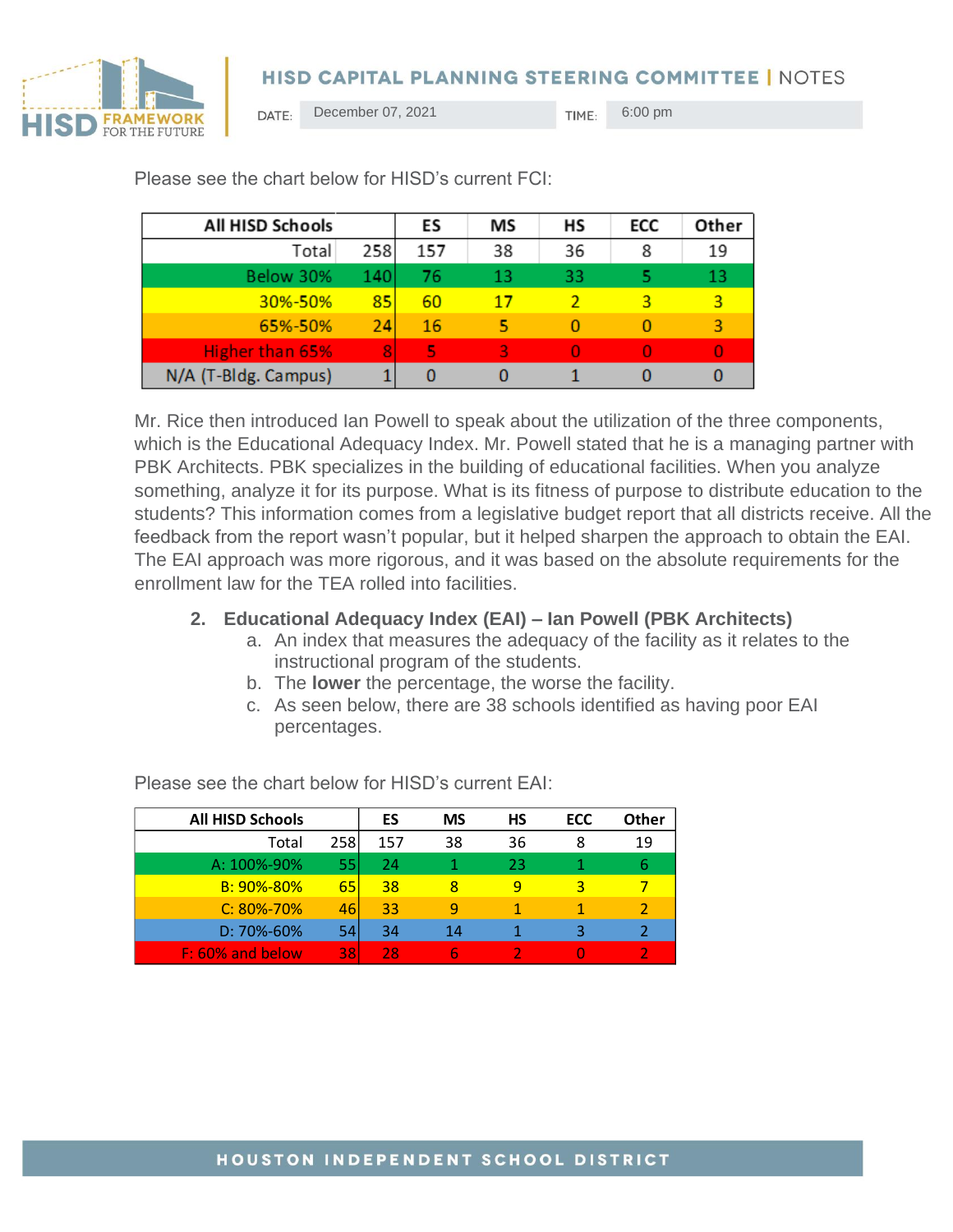Please see the chart below for HISD's current FCI:

| All HISD Schools | | ES | MS | HS | ECC | Other |
|---|---|---|---|---|---|---|
| Total | 258 | 157 | 38 | 36 | 8 | 19 |
| Below 30% | 140 | 76 | 13 | 33 | 5 | 13 |
| 30%-50% | 85 | 60 | 17 | 2 | 3 | 3 |
| 65%-50% | 24 | 16 | 5 | 0 | 0 | 3 |
| Higher than 65% | 8 | 5 | 3 | 0 | 0 | 0 |
| N/A (T-Bldg. Campus) | 1 | 0 | 0 | 1 | 0 | 0 |

Mr. Rice then introduced Ian Powell to speak about the utilization of the three components, which is the Educational Adequacy Index. Mr. Powell stated that he is a managing partner with PBK Architects. PBK specializes in the building of educational facilities. When you analyze something, analyze it for its purpose. What is its fitness of purpose to distribute education to the students? This information comes from a legislative budget report that all districts receive. All the feedback from the report wasn't popular, but it helped sharpen the approach to obtain the EAI. The EAI approach was more rigorous, and it was based on the absolute requirements for the enrollment law for the TEA rolled into facilities.

2. **Educational Adequacy Index (EAI) – Ian Powell (PBK Architects)**
   a. An index that measures the adequacy of the facility as it relates to the instructional program of the students.
   b. The **lower** the percentage, the worse the facility.
   c. As seen below, there are 38 schools identified as having poor EAI percentages.

Please see the chart below for HISD's current EAI:

| All HISD Schools | | ES | MS | HS | ECC | Other |
|---|---|---|---|---|---|---|
| Total | 258 | 157 | 38 | 36 | 8 | 19 |
| A: 100%-90% | 55 | 24 | 1 | 23 | 1 | 6 |
| B: 90%-80% | 65 | 38 | 8 | 9 | 3 | 7 |
| C: 80%-70% | 46 | 33 | 9 | 1 | 1 | 2 |
| D: 70%-60% | 54 | 34 | 14 | 1 | 3 | 2 |
| F: 60% and below | 38 | 28 | 6 | 2 | 0 | 2 |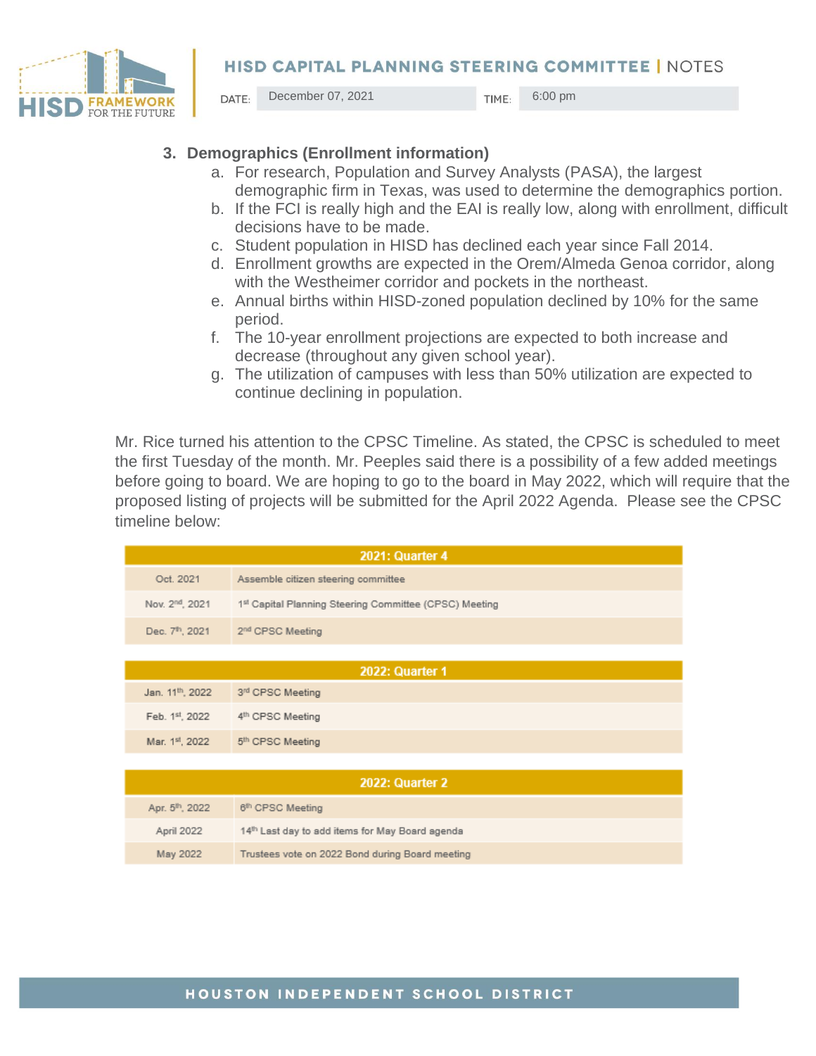3. **Demographics (Enrollment information)**
    a. For research, Population and Survey Analysts (PASA), the largest demographic firm in Texas, was used to determine the demographics portion.
    b. If the FCI is really high and the EAI is really low, along with enrollment, difficult decisions have to be made.
    c. Student population in HISD has declined each year since Fall 2014.
    d. Enrollment growths are expected in the Orem/Almeda Genoa corridor, along with the Westheimer corridor and pockets in the northeast.
    e. Annual births within HISD-zoned population declined by 10% for the same period.
    f. The 10-year enrollment projections are expected to both increase and decrease (throughout any given school year).
    g. The utilization of campuses with less than 50% utilization are expected to continue declining in population.

Mr. Rice turned his attention to the CPSC Timeline. As stated, the CPSC is scheduled to meet the first Tuesday of the month. Mr. Peeples said there is a possibility of a few added meetings before going to board. We are hoping to go to the board in May 2022, which will require that the proposed listing of projects will be submitted for the April 2022 Agenda. Please see the CPSC timeline below:

| **2021: Quarter 4** | |
|---|---|
| Oct. 2021 | Assemble citizen steering committee |
| Nov. 2nd, 2021 | 1st Capital Planning Steering Committee (CPSC) Meeting |
| Dec. 7th, 2021 | 2nd CPSC Meeting |

| **2022: Quarter 1** | |
|---|---|
| Jan. 11th, 2022 | 3rd CPSC Meeting |
| Feb. 1st, 2022 | 4th CPSC Meeting |
| Mar. 1st, 2022 | 5th CPSC Meeting |

| **2022: Quarter 2** | |
|---|---|
| Apr. 5th, 2022 | 6th CPSC Meeting |
| April 2022 | 14th Last day to add items for May Board agenda |
| May 2022 | Trustees vote on 2022 Bond during Board meeting |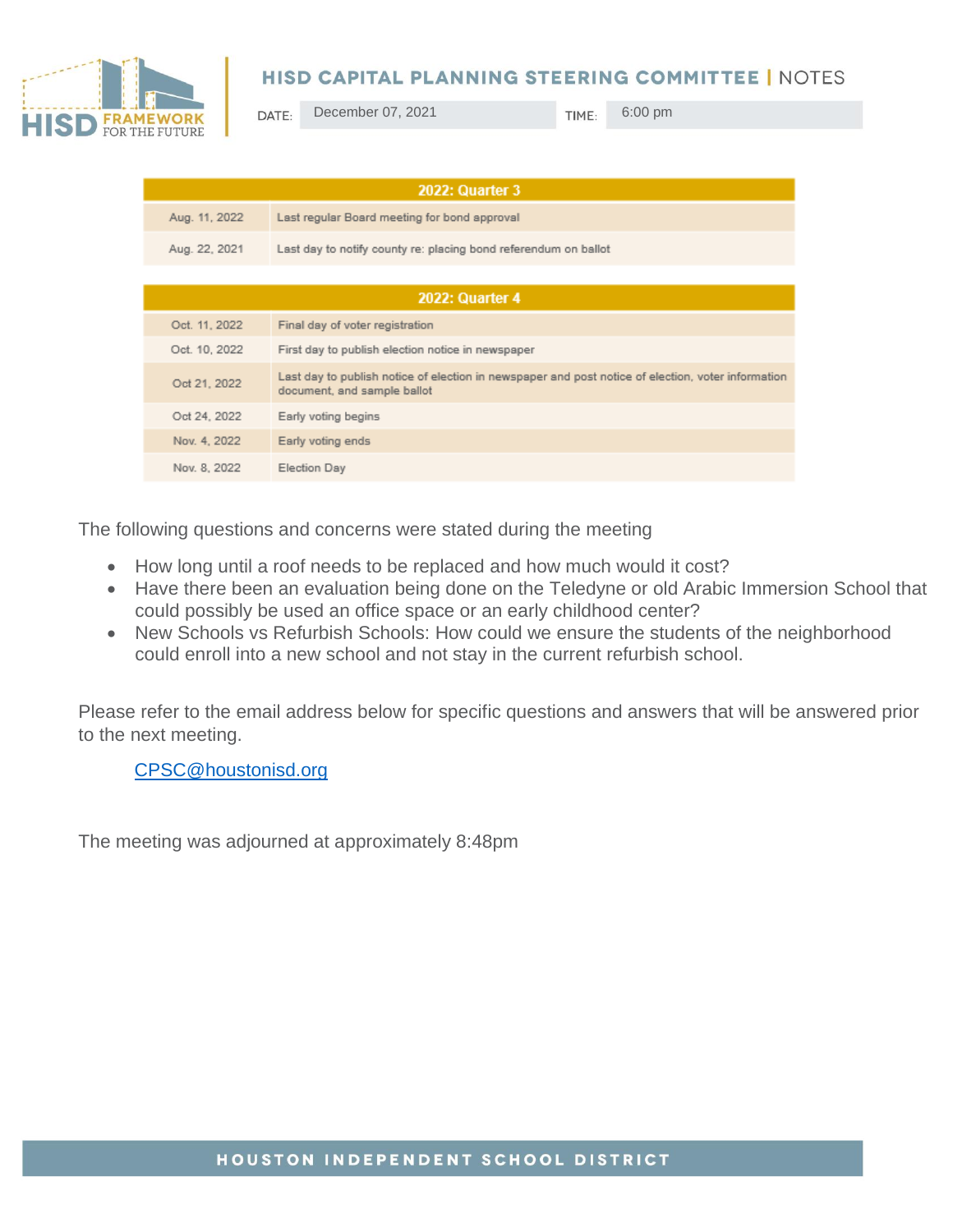# HISD CAPITAL PLANNING STEERING COMMITTEE | NOTES

DATE: December 07, 2021 TIME: 6:00 pm

| 2022: Quarter 3 | |
|---|---|
| Aug. 11, 2022 | Last regular Board meeting for bond approval |
| Aug. 22, 2021 | Last day to notify county re: placing bond referendum on ballot |

| 2022: Quarter 4 | |
|---|---|
| Oct. 11, 2022 | Final day of voter registration |
| Oct. 10, 2022 | First day to publish election notice in newspaper |
| Oct 21, 2022 | Last day to publish notice of election in newspaper and post notice of election, voter information document, and sample ballot |
| Oct 24, 2022 | Early voting begins |
| Nov. 4, 2022 | Early voting ends |
| Nov. 8, 2022 | Election Day |

The following questions and concerns were stated during the meeting

- How long until a roof needs to be replaced and how much would it cost?
- Have there been an evaluation being done on the Teledyne or old Arabic Immersion School that could possibly be used an office space or an early childhood center?
- New Schools vs Refurbish Schools: How could we ensure the students of the neighborhood could enroll into a new school and not stay in the current refurbish school.

Please refer to the email address below for specific questions and answers that will be answered prior to the next meeting.

CPSC@houstonisd.org

The meeting was adjourned at approximately 8:48pm